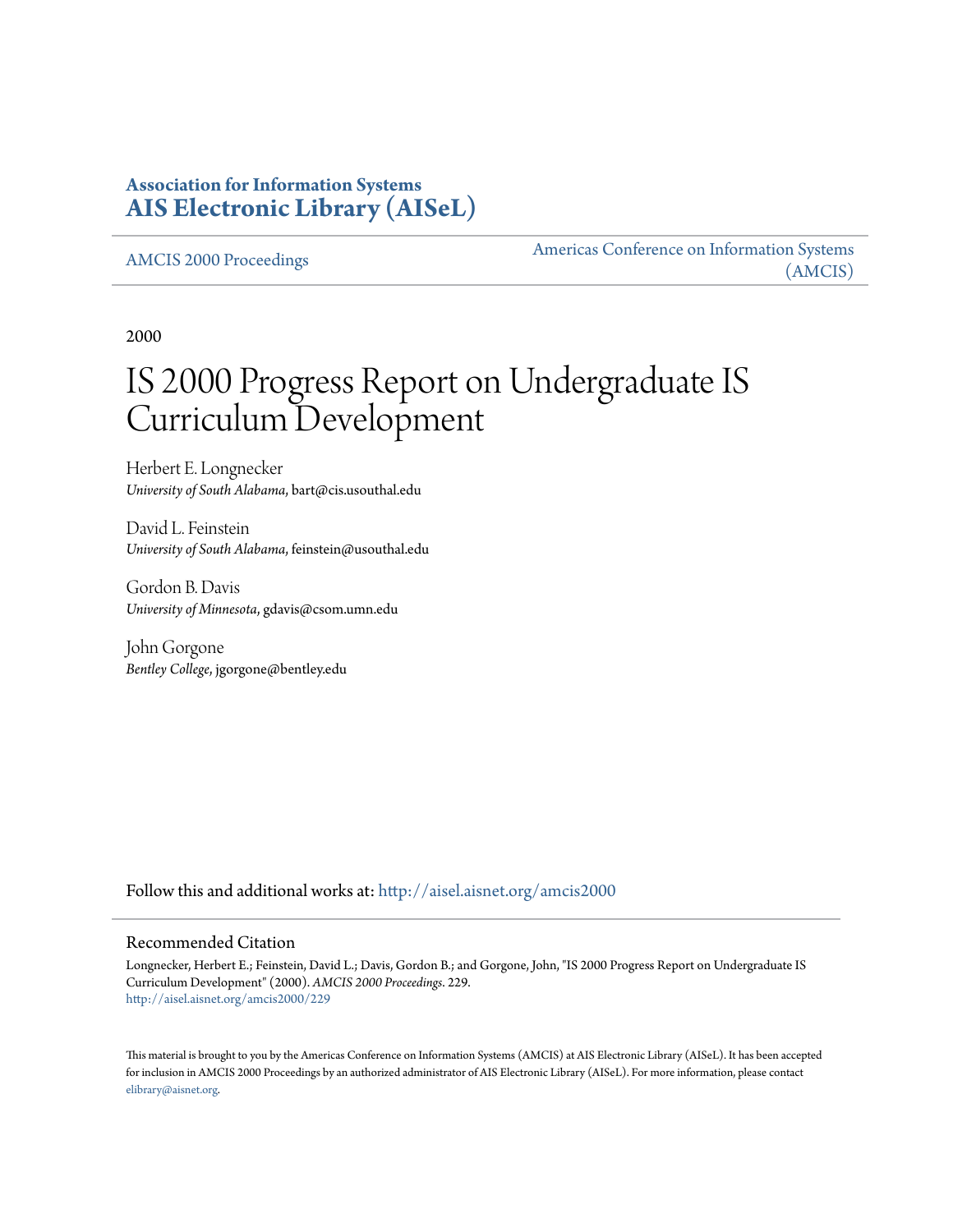**Association for Information Systems**
**AIS Electronic Library (AISeL)**

AMCIS 2000 Proceedings | Americas Conference on Information Systems (AMCIS)

2000

# IS 2000 Progress Report on Undergraduate IS Curriculum Development

Herbert E. Longnecker
*University of South Alabama*, bart@cis.usouthal.edu

David L. Feinstein
*University of South Alabama*, feinstein@usouthal.edu

Gordon B. Davis
*University of Minnesota*, gdavis@csom.umn.edu

John Gorgone
*Bentley College*, jgorgone@bentley.edu

Follow this and additional works at: http://aisel.aisnet.org/amcis2000

## Recommended Citation

Longnecker, Herbert E.; Feinstein, David L.; Davis, Gordon B.; and Gorgone, John, "IS 2000 Progress Report on Undergraduate IS Curriculum Development" (2000). *AMCIS 2000 Proceedings*. 229.
http://aisel.aisnet.org/amcis2000/229

This material is brought to you by the Americas Conference on Information Systems (AMCIS) at AIS Electronic Library (AISeL). It has been accepted for inclusion in AMCIS 2000 Proceedings by an authorized administrator of AIS Electronic Library (AISeL). For more information, please contact elibrary@aisnet.org.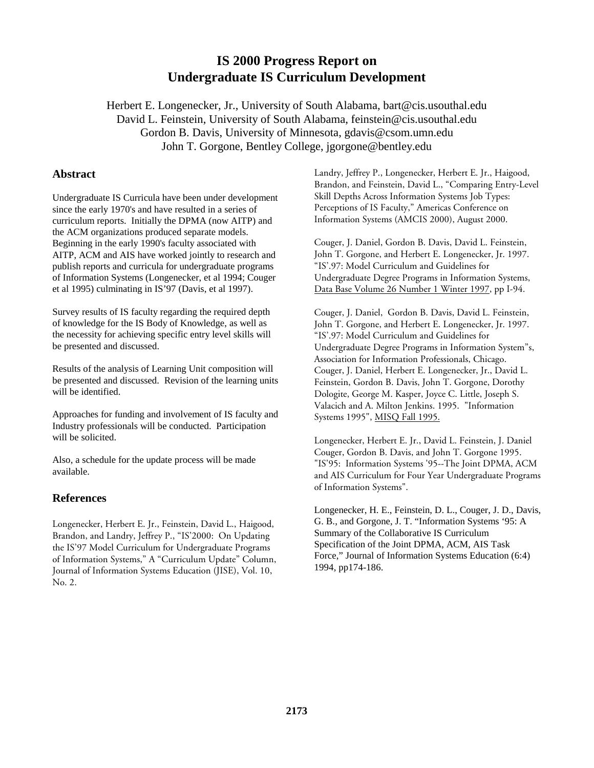# IS 2000 Progress Report on Undergraduate IS Curriculum Development

Herbert E. Longenecker, Jr., University of South Alabama, bart@cis.usouthal.edu
David L. Feinstein, University of South Alabama, feinstein@cis.usouthal.edu
Gordon B. Davis, University of Minnesota, gdavis@csom.umn.edu
John T. Gorgone, Bentley College, jgorgone@bentley.edu

## Abstract

Undergraduate IS Curricula have been under development since the early 1970's and have resulted in a series of curriculum reports. Initially the DPMA (now AITP) and the ACM organizations produced separate models. Beginning in the early 1990's faculty associated with AITP, ACM and AIS have worked jointly to research and publish reports and curricula for undergraduate programs of Information Systems (Longenecker, et al 1994; Couger et al 1995) culminating in IS'97 (Davis, et al 1997).

Survey results of IS faculty regarding the required depth of knowledge for the IS Body of Knowledge, as well as the necessity for achieving specific entry level skills will be presented and discussed.

Results of the analysis of Learning Unit composition will be presented and discussed. Revision of the learning units will be identified.

Approaches for funding and involvement of IS faculty and Industry professionals will be conducted. Participation will be solicited.

Also, a schedule for the update process will be made available.

## References

Longenecker, Herbert E. Jr., Feinstein, David L., Haigood, Brandon, and Landry, Jeffrey P., "IS'2000: On Updating the IS'97 Model Curriculum for Undergraduate Programs of Information Systems," A "Curriculum Update" Column, Journal of Information Systems Education (JISE), Vol. 10, No. 2.

Landry, Jeffrey P., Longenecker, Herbert E. Jr., Haigood, Brandon, and Feinstein, David L., "Comparing Entry-Level Skill Depths Across Information Systems Job Types: Perceptions of IS Faculty," Americas Conference on Information Systems (AMCIS 2000), August 2000.

Couger, J. Daniel, Gordon B. Davis, David L. Feinstein, John T. Gorgone, and Herbert E. Longenecker, Jr. 1997. "IS'.97: Model Curriculum and Guidelines for Undergraduate Degree Programs in Information Systems, Data Base Volume 26 Number 1 Winter 1997, pp I-94.

Couger, J. Daniel, Gordon B. Davis, David L. Feinstein, John T. Gorgone, and Herbert E. Longenecker, Jr. 1997. "IS'.97: Model Curriculum and Guidelines for Undergraduate Degree Programs in Information System"s, Association for Information Professionals, Chicago.
Couger, J. Daniel, Herbert E. Longenecker, Jr., David L. Feinstein, Gordon B. Davis, John T. Gorgone, Dorothy Dologite, George M. Kasper, Joyce C. Little, Joseph S. Valacich and A. Milton Jenkins. 1995. "Information Systems 1995", MISQ Fall 1995.

Longenecker, Herbert E. Jr., David L. Feinstein, J. Daniel Couger, Gordon B. Davis, and John T. Gorgone 1995. "IS'95: Information Systems '95--The Joint DPMA, ACM and AIS Curriculum for Four Year Undergraduate Programs of Information Systems".

Longenecker, H. E., Feinstein, D. L., Couger, J. D., Davis, G. B., and Gorgone, J. T. "Information Systems '95: A Summary of the Collaborative IS Curriculum Specification of the Joint DPMA, ACM, AIS Task Force," Journal of Information Systems Education (6:4) 1994, pp174-186.